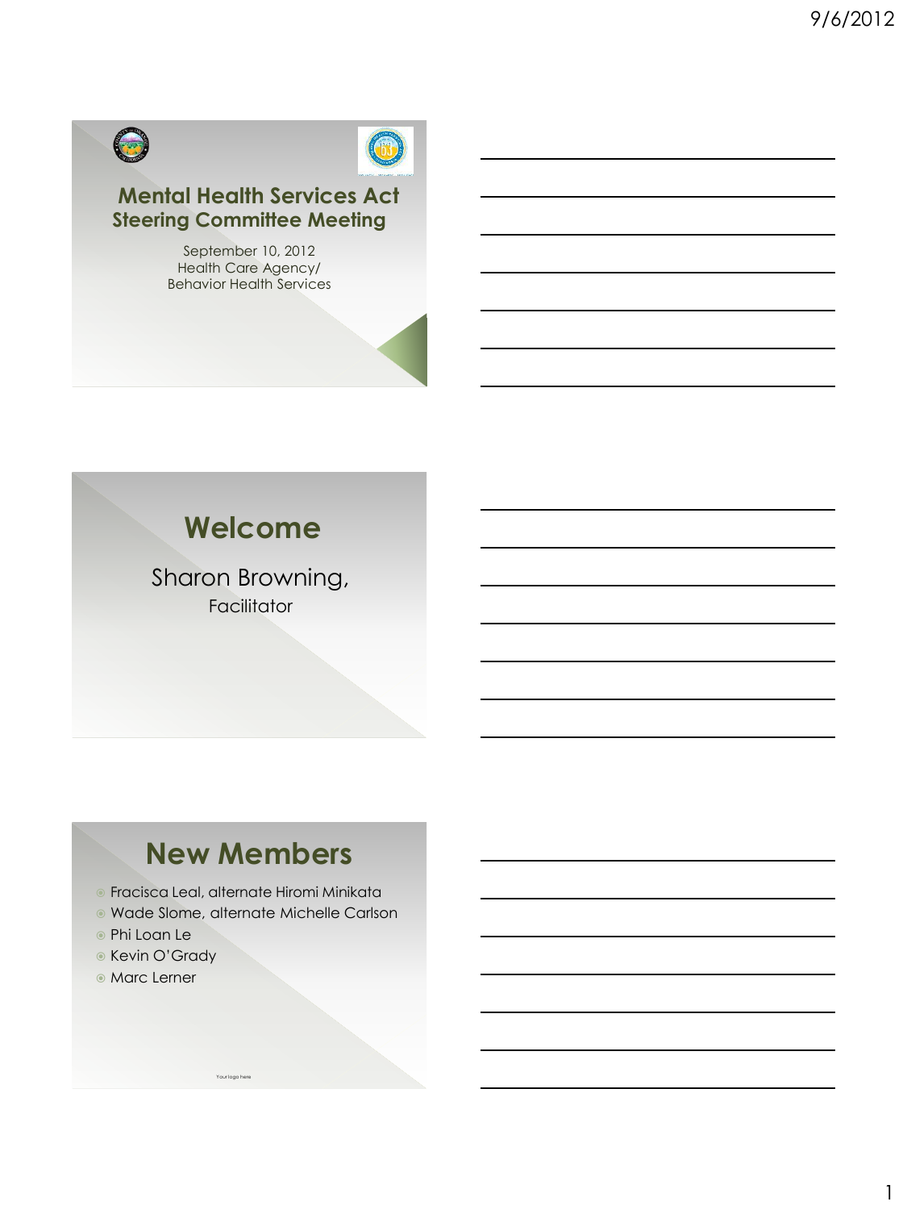# Mental Health Services Act Steering Committee Meeting

September 10, 2012
Health Care Agency/
Behavior Health Services

# Welcome

Sharon Browning,
Facilitator

# New Members

- Fracisca Leal, alternate Hiromi Minikata
- Wade Slome, alternate Michelle Carlson
- Phi Loan Le
- Kevin O'Grady
- Marc Lerner

Your logo here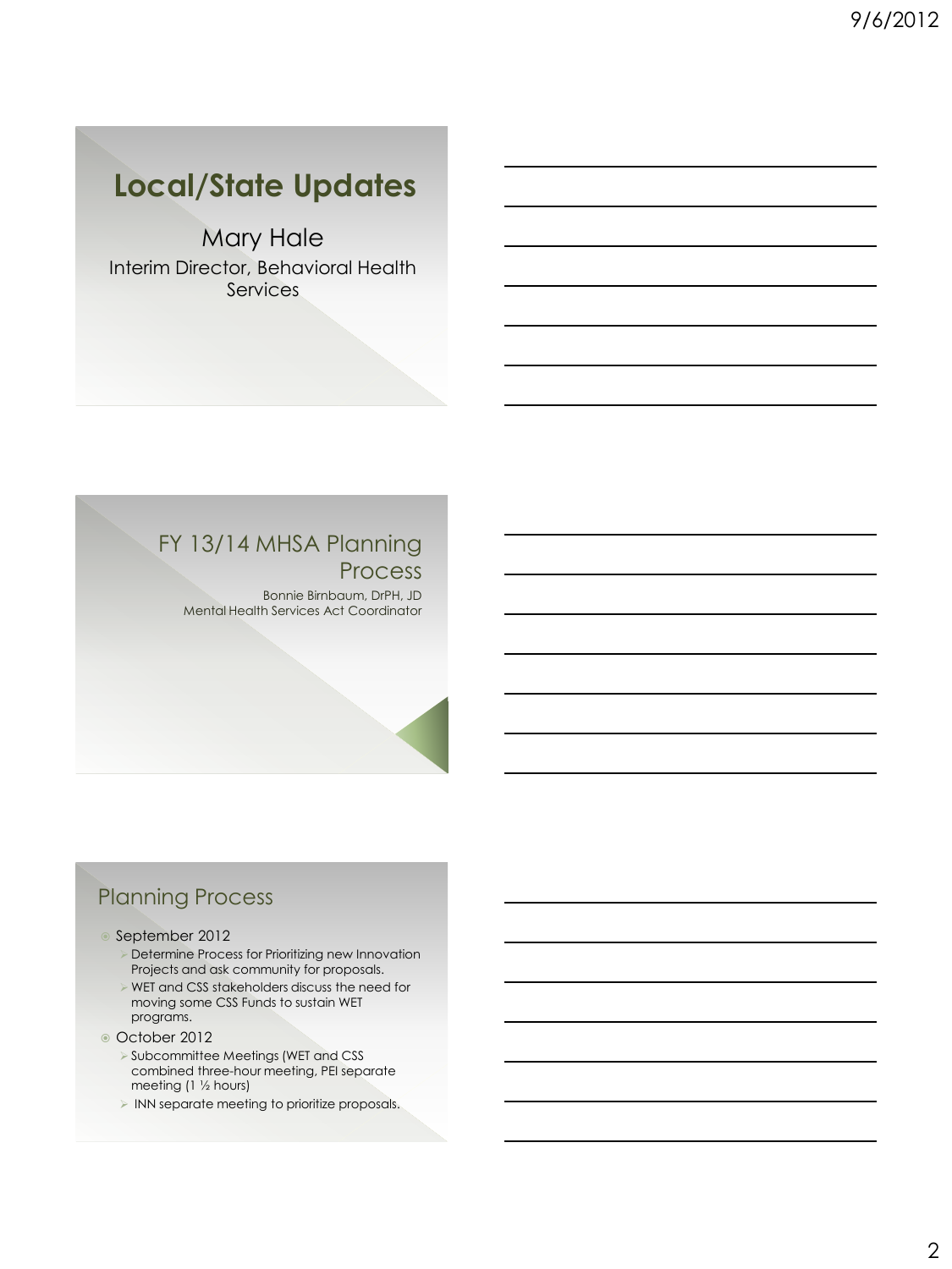# Local/State Updates

Mary Hale

Interim Director, Behavioral Health Services

# FY 13/14 MHSA Planning Process

Bonnie Birnbaum, DrPH, JD

Mental Health Services Act Coordinator

## Planning Process

- September 2012
  - Determine Process for Prioritizing new Innovation Projects and ask community for proposals.
  - WET and CSS stakeholders discuss the need for moving some CSS Funds to sustain WET programs.
- October 2012
  - Subcommittee Meetings (WET and CSS combined three-hour meeting, PEI separate meeting (1 ½ hours)
  - INN separate meeting to prioritize proposals.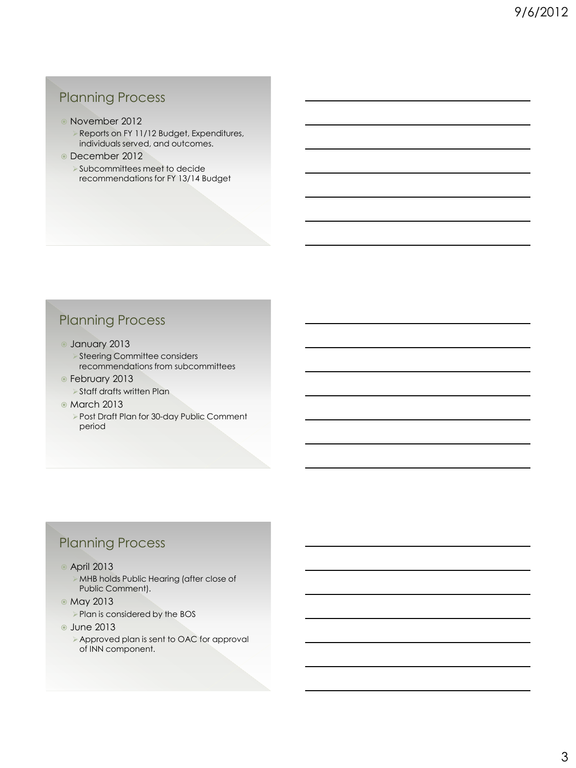## Planning Process

- November 2012
  - Reports on FY 11/12 Budget, Expenditures, individuals served, and outcomes.
- December 2012
  - Subcommittees meet to decide recommendations for FY 13/14 Budget

## Planning Process

- January 2013
  - Steering Committee considers recommendations from subcommittees
- February 2013
  - Staff drafts written Plan
- March 2013
  - Post Draft Plan for 30-day Public Comment period

## Planning Process

- April 2013
  - MHB holds Public Hearing (after close of Public Comment).
- May 2013
  - Plan is considered by the BOS
- June 2013
  - Approved plan is sent to OAC for approval of INN component.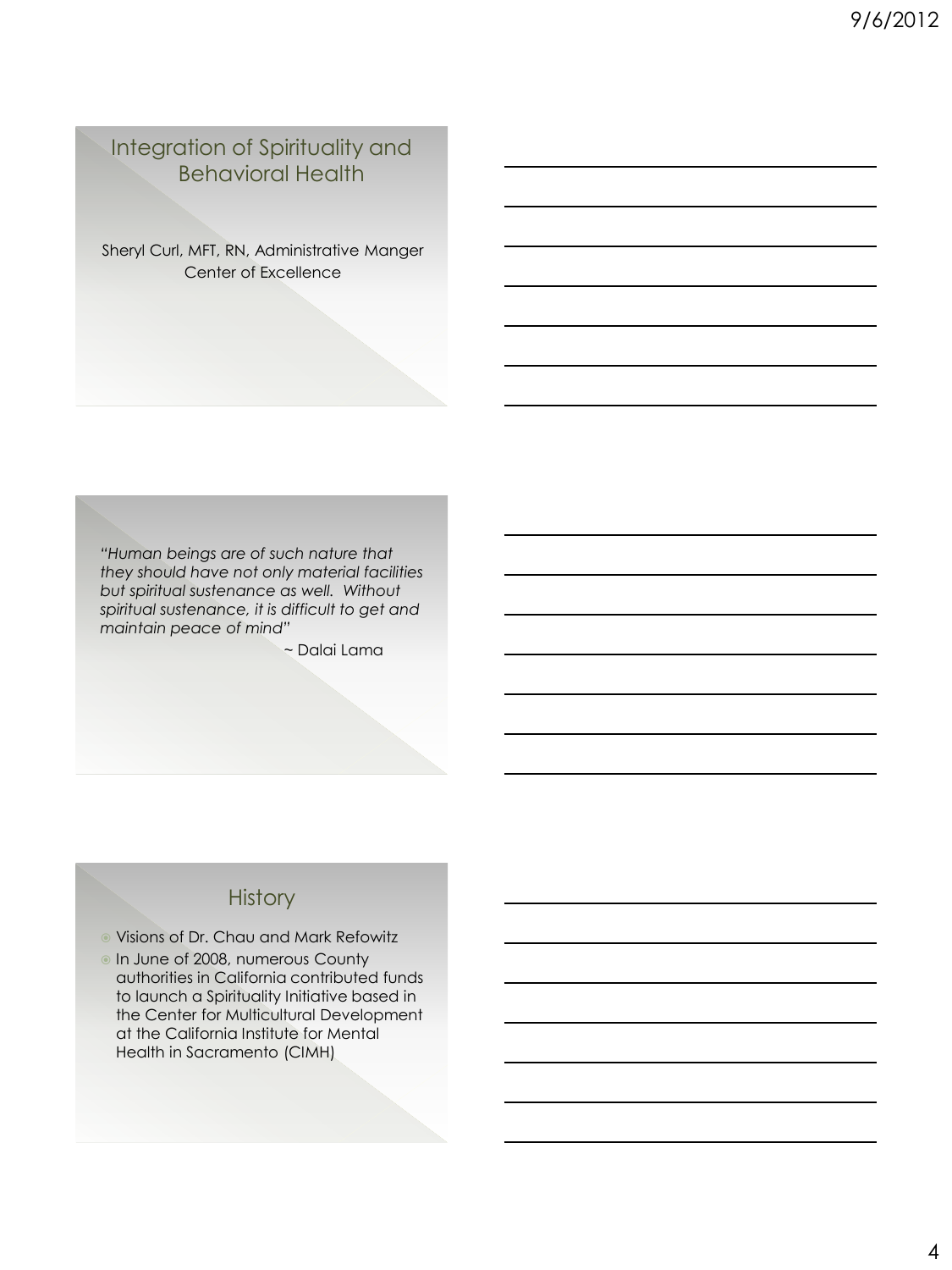## Integration of Spirituality and Behavioral Health

Sheryl Curl, MFT, RN, Administrative Manger
Center of Excellence

*"Human beings are of such nature that they should have not only material facilities but spiritual sustenance as well. Without spiritual sustenance, it is difficult to get and maintain peace of mind"*

~ Dalai Lama

## History

- Visions of Dr. Chau and Mark Refowitz
- In June of 2008, numerous County authorities in California contributed funds to launch a Spirituality Initiative based in the Center for Multicultural Development at the California Institute for Mental Health in Sacramento (CIMH)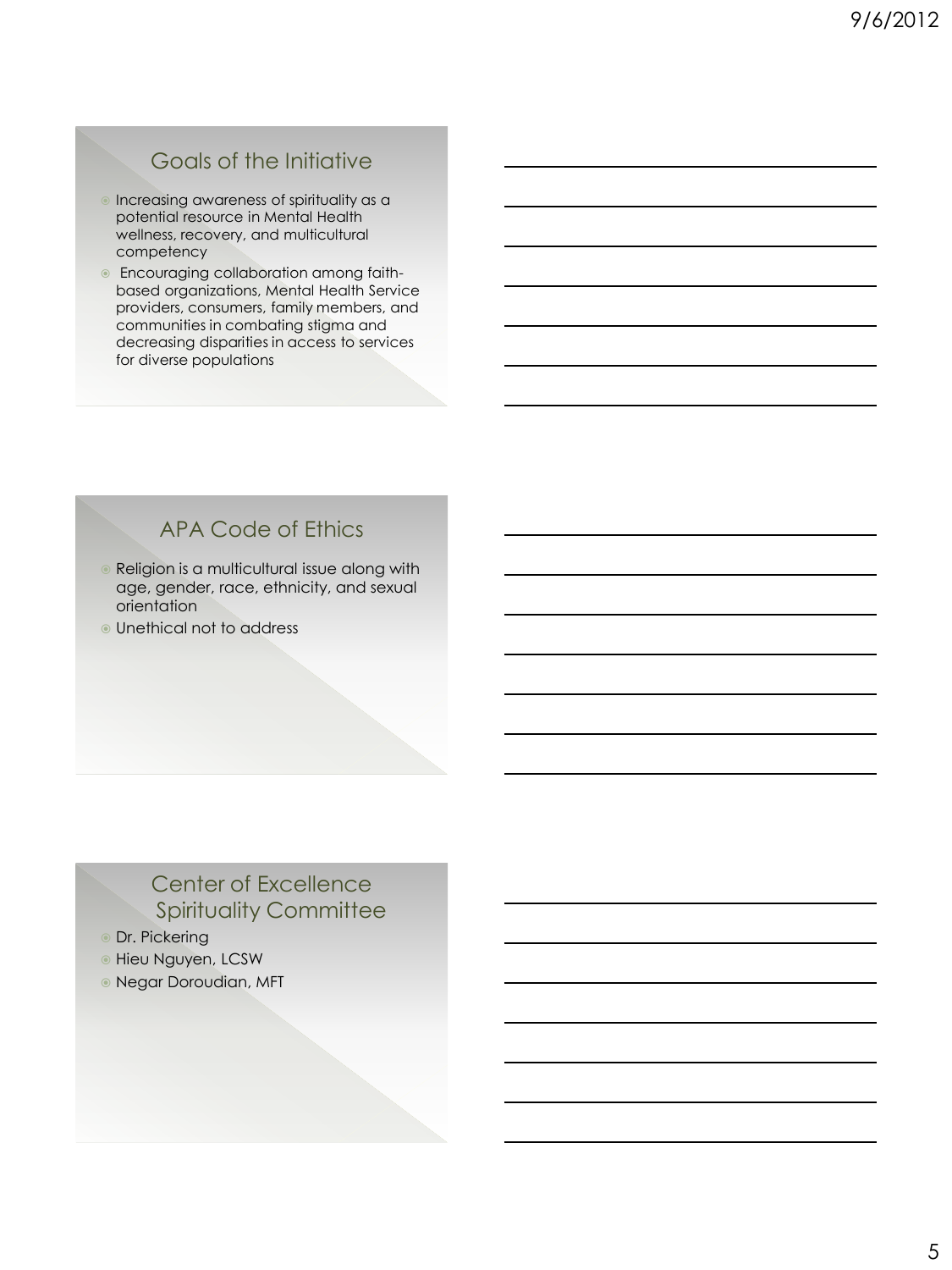## Goals of the Initiative

- Increasing awareness of spirituality as a potential resource in Mental Health wellness, recovery, and multicultural competency
- Encouraging collaboration among faith-based organizations, Mental Health Service providers, consumers, family members, and communities in combating stigma and decreasing disparities in access to services for diverse populations

## APA Code of Ethics

- Religion is a multicultural issue along with age, gender, race, ethnicity, and sexual orientation
- Unethical not to address

## Center of Excellence Spirituality Committee

- Dr. Pickering
- Hieu Nguyen, LCSW
- Negar Doroudian, MFT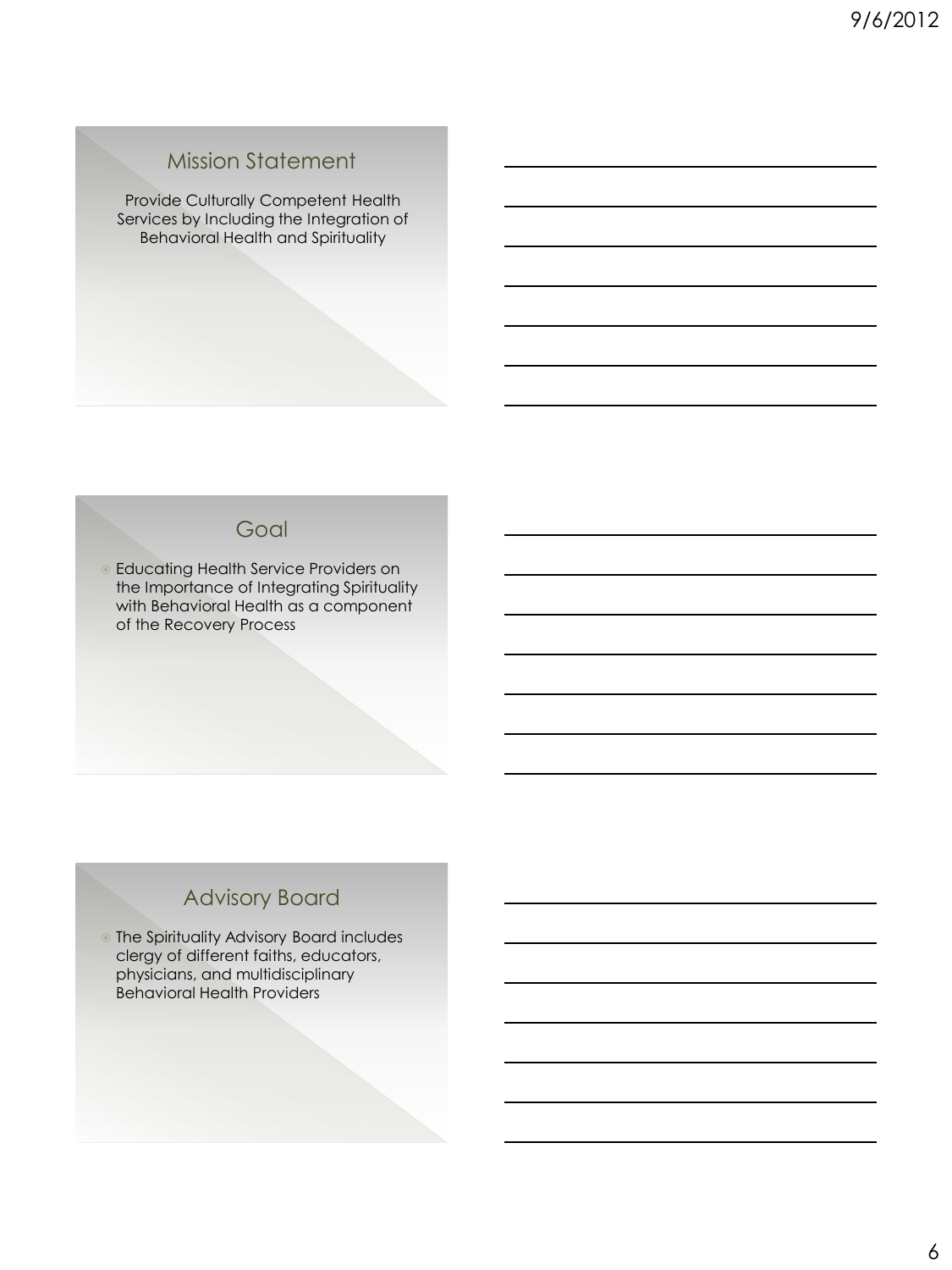## Mission Statement

Provide Culturally Competent Health Services by Including the Integration of Behavioral Health and Spirituality

## Goal

- Educating Health Service Providers on the Importance of Integrating Spirituality with Behavioral Health as a component of the Recovery Process

## Advisory Board

- The Spirituality Advisory Board includes clergy of different faiths, educators, physicians, and multidisciplinary Behavioral Health Providers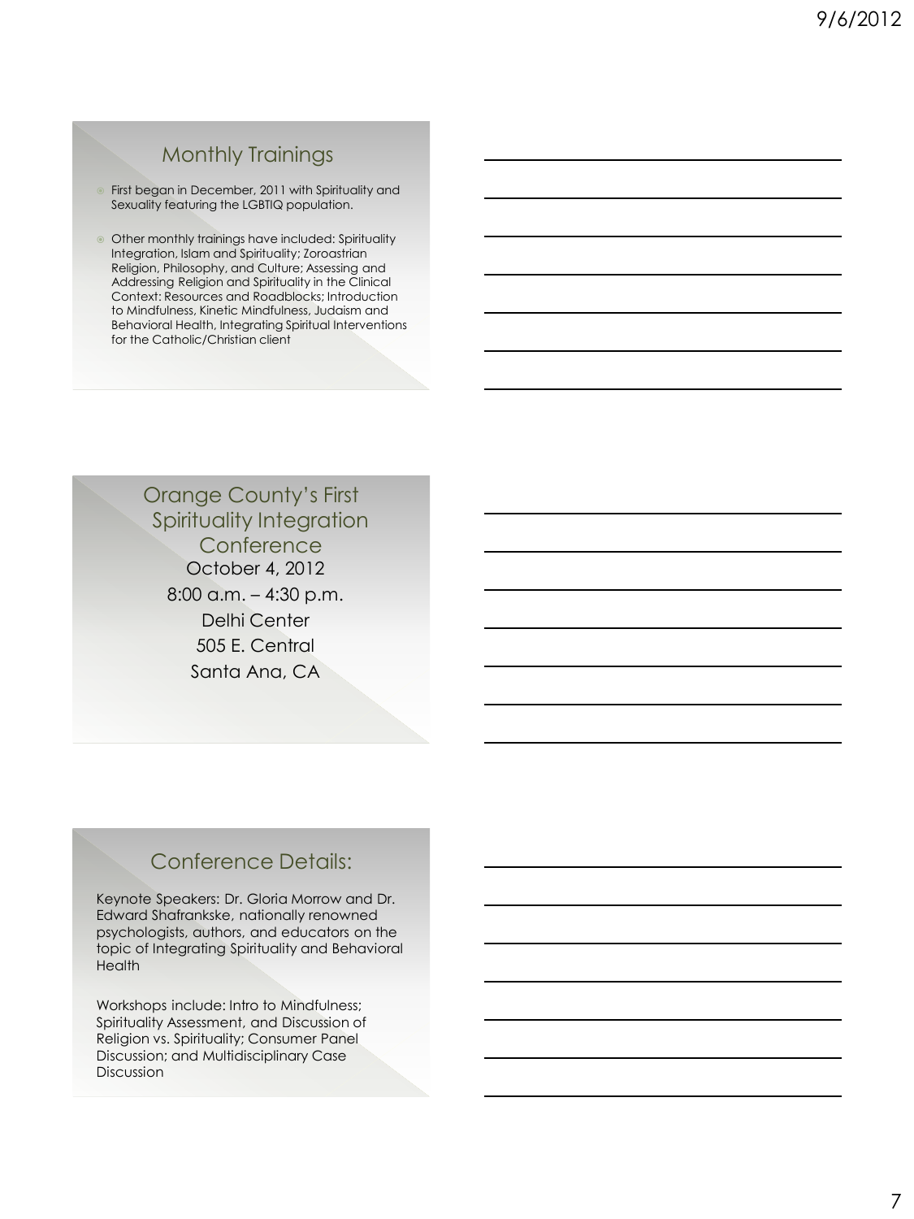## Monthly Trainings

- First began in December, 2011 with Spirituality and Sexuality featuring the LGBTIQ population.
- Other monthly trainings have included: Spirituality Integration, Islam and Spirituality; Zoroastrian Religion, Philosophy, and Culture; Assessing and Addressing Religion and Spirituality in the Clinical Context: Resources and Roadblocks; Introduction to Mindfulness, Kinetic Mindfulness, Judaism and Behavioral Health, Integrating Spiritual Interventions for the Catholic/Christian client

## Orange County's First Spirituality Integration Conference

October 4, 2012

8:00 a.m. – 4:30 p.m.

Delhi Center

505 E. Central

Santa Ana, CA

## Conference Details:

Keynote Speakers: Dr. Gloria Morrow and Dr. Edward Shafrankske, nationally renowned psychologists, authors, and educators on the topic of Integrating Spirituality and Behavioral Health

Workshops include: Intro to Mindfulness; Spirituality Assessment, and Discussion of Religion vs. Spirituality; Consumer Panel Discussion; and Multidisciplinary Case Discussion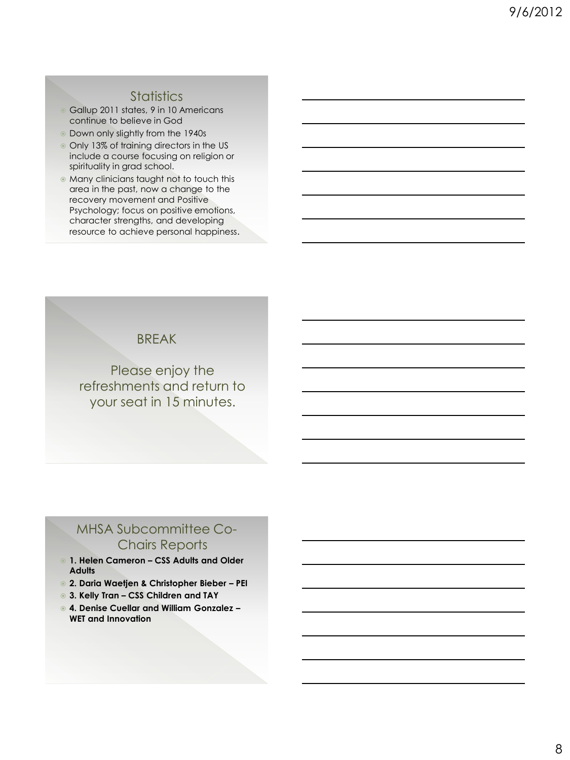## Statistics

- Gallup 2011 states, 9 in 10 Americans continue to believe in God
- Down only slightly from the 1940s
- Only 13% of training directors in the US include a course focusing on religion or spirituality in grad school.
- Many clinicians taught not to touch this area in the past, now a change to the recovery movement and Positive Psychology; focus on positive emotions, character strengths, and developing resource to achieve personal happiness.

## BREAK

Please enjoy the refreshments and return to your seat in 15 minutes.

## MHSA Subcommittee Co-Chairs Reports

- **1. Helen Cameron – CSS Adults and Older Adults**
- **2. Daria Waetjen & Christopher Bieber – PEI**
- **3. Kelly Tran – CSS Children and TAY**
- **4. Denise Cuellar and William Gonzalez – WET and Innovation**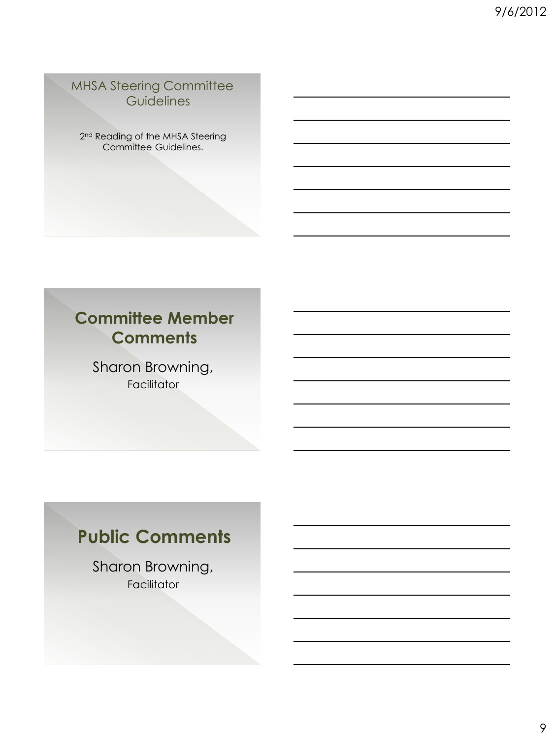## MHSA Steering Committee Guidelines

2nd Reading of the MHSA Steering Committee Guidelines.

## Committee Member Comments

Sharon Browning,
Facilitator

## Public Comments

Sharon Browning,
Facilitator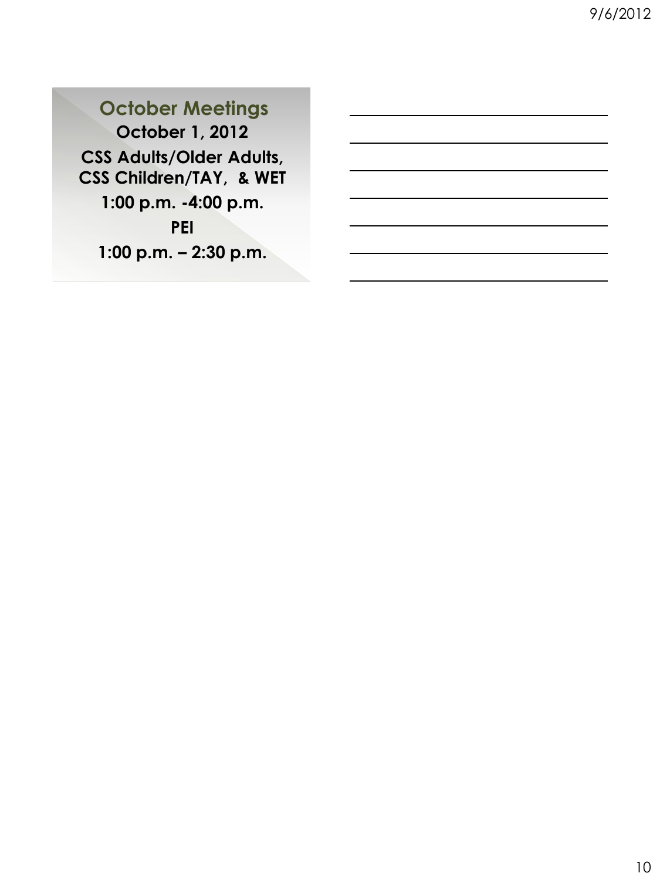## October Meetings

**October 1, 2012**

**CSS Adults/Older Adults, CSS Children/TAY, & WET**

**1:00 p.m. -4:00 p.m.**

**PEI**

**1:00 p.m. – 2:30 p.m.**